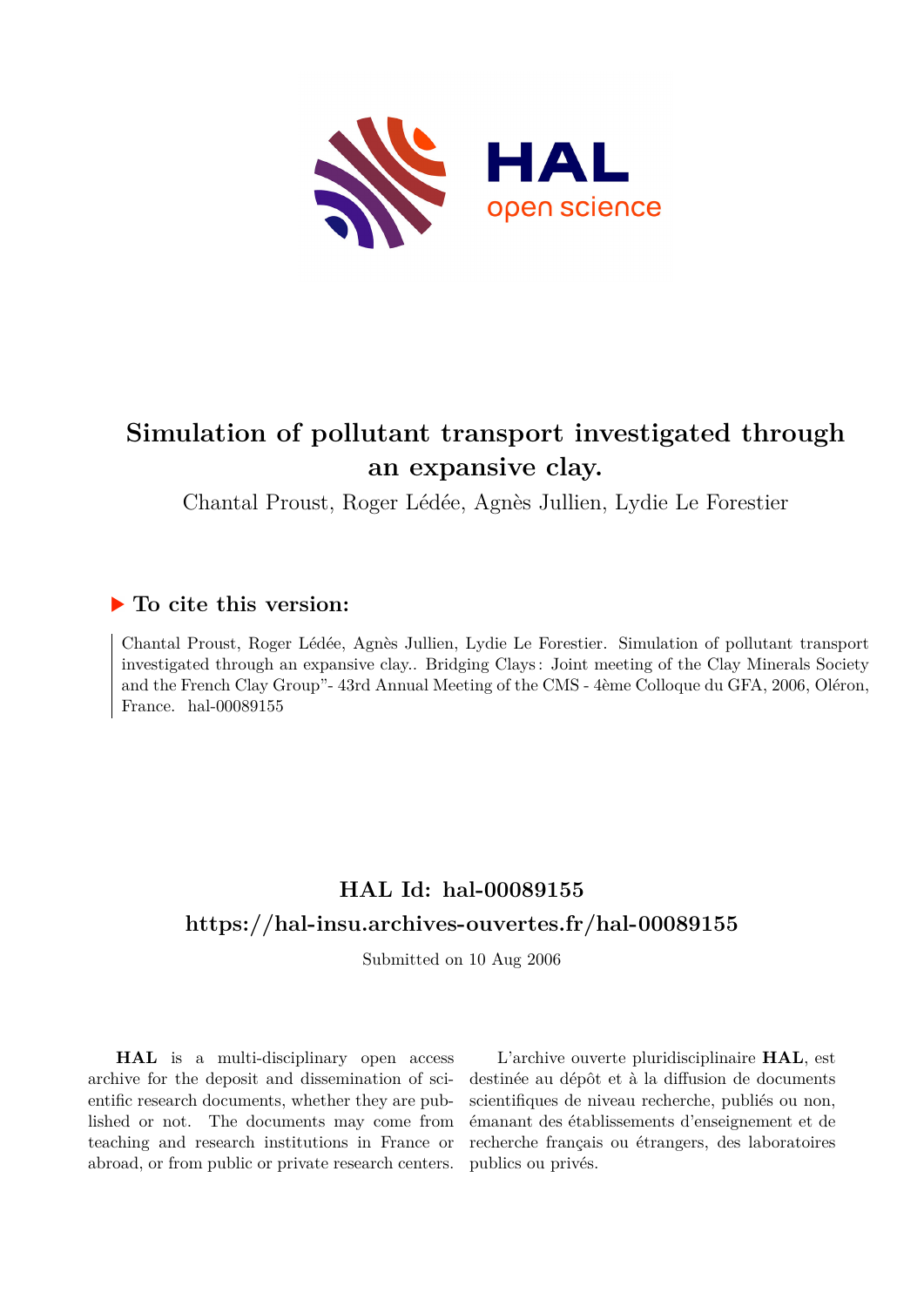# Simulation of pollutant transport investigated through an expansive clay.

Chantal Proust, Roger Lédée, Agnès Jullien, Lydie Le Forestier

## ▶ To cite this version:

Chantal Proust, Roger Lédée, Agnès Jullien, Lydie Le Forestier. Simulation of pollutant transport investigated through an expansive clay.. Bridging Clays : Joint meeting of the Clay Minerals Society and the French Clay Group"- 43rd Annual Meeting of the CMS - 4ème Colloque du GFA, 2006, Oléron, France. hal-00089155

## HAL Id: hal-00089155

## https://hal-insu.archives-ouvertes.fr/hal-00089155

Submitted on 10 Aug 2006

**HAL** is a multi-disciplinary open access archive for the deposit and dissemination of scientific research documents, whether they are published or not. The documents may come from teaching and research institutions in France or abroad, or from public or private research centers.

L'archive ouverte pluridisciplinaire **HAL**, est destinée au dépôt et à la diffusion de documents scientifiques de niveau recherche, publiés ou non, émanant des établissements d'enseignement et de recherche français ou étrangers, des laboratoires publics ou privés.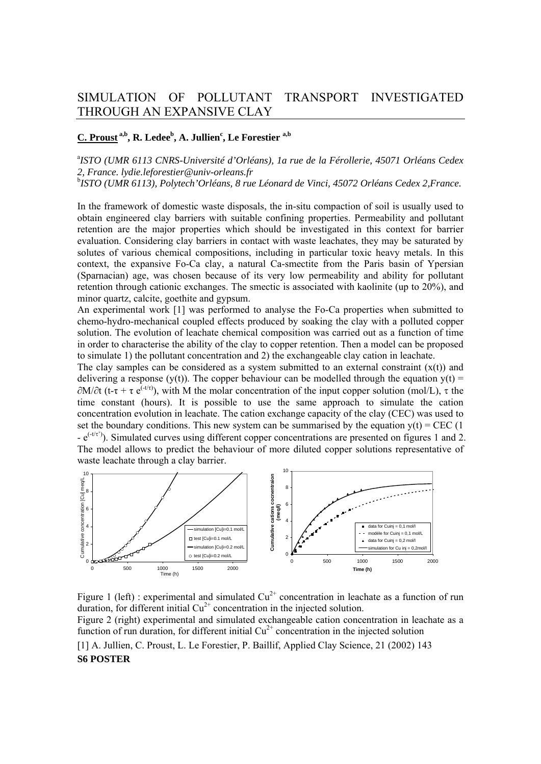# SIMULATION OF POLLUTANT TRANSPORT INVESTIGATED THROUGH AN EXPANSIVE CLAY

**C. Proust [a,b], R. Ledee[b], A. Jullien[c], Le Forestier [a,b]**

[a]*ISTO (UMR 6113 CNRS-Université d'Orléans), 1a rue de la Férollerie, 45071 Orléans Cedex 2, France. lydie.leforestier@univ-orleans.fr*
[b]*ISTO (UMR 6113), Polytech'Orléans, 8 rue Léonard de Vinci, 45072 Orléans Cedex 2,France.*

In the framework of domestic waste disposals, the in-situ compaction of soil is usually used to obtain engineered clay barriers with suitable confining properties. Permeability and pollutant retention are the major properties which should be investigated in this context for barrier evaluation. Considering clay barriers in contact with waste leachates, they may be saturated by solutes of various chemical compositions, including in particular toxic heavy metals. In this context, the expansive Fo-Ca clay, a natural Ca-smectite from the Paris basin of Ypersian (Sparnacian) age, was chosen because of its very low permeability and ability for pollutant retention through cationic exchanges. The smectic is associated with kaolinite (up to 20%), and minor quartz, calcite, goethite and gypsum.

An experimental work [1] was performed to analyse the Fo-Ca properties when submitted to chemo-hydro-mechanical coupled effects produced by soaking the clay with a polluted copper solution. The evolution of leachate chemical composition was carried out as a function of time in order to characterise the ability of the clay to copper retention. Then a model can be proposed to simulate 1) the pollutant concentration and 2) the exchangeable clay cation in leachate.

The clay samples can be considered as a system submitted to an external constraint (x(t)) and delivering a response (y(t)). The copper behaviour can be modelled through the equation $y(t) = \partial M/\partial t\ (t-\tau + \tau\ e^{(-t/\tau)})$, with M the molar concentration of the input copper solution (mol/L), $\tau$ the time constant (hours). It is possible to use the same approach to simulate the cation concentration evolution in leachate. The cation exchange capacity of the clay (CEC) was used to set the boundary conditions. This new system can be summarised by the equation $y(t) = CEC\ (1 - e^{(-t/\tau')})$. Simulated curves using different copper concentrations are presented on figures 1 and 2. The model allows to predict the behaviour of more diluted copper solutions representative of waste leachate through a clay barrier.

Cumulative concentration [Cu] meq/L
Time (h)
0 500 1000 1500 2000
0 2 4 6 8 10
simulation [Cu]i=0.1 mol/L
test [Cu]i=0.1 mol/L
simulation [Cu]i=0.2 mol/L
test [Cu]i=0.2 mol/L

Cumulative cations cocnentraion (meq/l)
Time (h)
0 500 1000 1500 2000
0 2 4 6 8 10
data for Cuinj = 0,1 mol/l
modèle for Cuinj = 0,1 mol/L
data for Cuinj = 0,2 mol/l
simulation for Cu inj = 0,2mol/l

Figure 1 (left) : experimental and simulated $Cu^{2+}$ concentration in leachate as a function of run duration, for different initial $Cu^{2+}$ concentration in the injected solution.

Figure 2 (right) experimental and simulated exchangeable cation concentration in leachate as a function of run duration, for different initial $Cu^{2+}$ concentration in the injected solution

[1] A. Jullien, C. Proust, L. Le Forestier, P. Baillif, Applied Clay Science, 21 (2002) 143

**S6 POSTER**